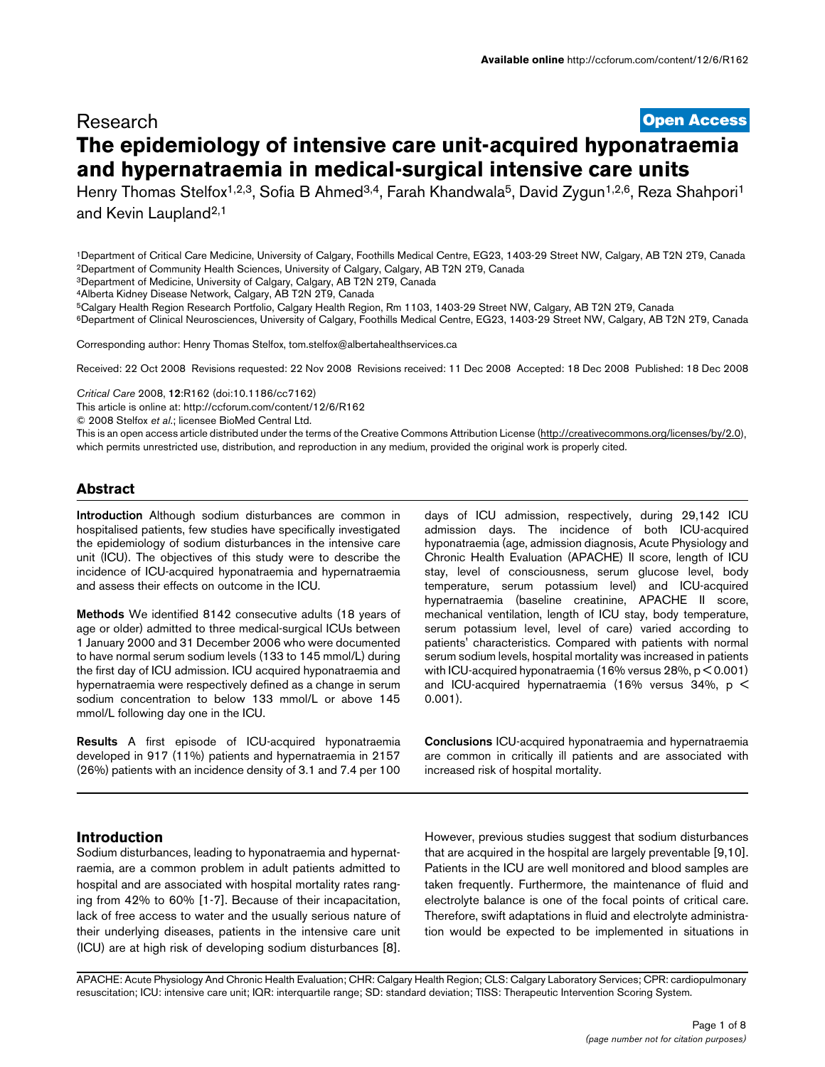Research

**Open Access**

# The epidemiology of intensive care unit-acquired hyponatraemia and hypernatraemia in medical-surgical intensive care units

Henry Thomas Stelfox[1,2,3], Sofia B Ahmed[3,4], Farah Khandwala[5], David Zygun[1,2,6], Reza Shahpori[1] and Kevin Laupland[2,1]

[1]Department of Critical Care Medicine, University of Calgary, Foothills Medical Centre, EG23, 1403-29 Street NW, Calgary, AB T2N 2T9, Canada
[2]Department of Community Health Sciences, University of Calgary, Calgary, AB T2N 2T9, Canada
[3]Department of Medicine, University of Calgary, Calgary, AB T2N 2T9, Canada
[4]Alberta Kidney Disease Network, Calgary, AB T2N 2T9, Canada
[5]Calgary Health Region Research Portfolio, Calgary Health Region, Rm 1103, 1403-29 Street NW, Calgary, AB T2N 2T9, Canada
[6]Department of Clinical Neurosciences, University of Calgary, Foothills Medical Centre, EG23, 1403-29 Street NW, Calgary, AB T2N 2T9, Canada

Corresponding author: Henry Thomas Stelfox, tom.stelfox@albertahealthservices.ca

Received: 22 Oct 2008 Revisions requested: 22 Nov 2008 Revisions received: 11 Dec 2008 Accepted: 18 Dec 2008 Published: 18 Dec 2008

*Critical Care* 2008, **12**:R162 (doi:10.1186/cc7162)
This article is online at: http://ccforum.com/content/12/6/R162
© 2008 Stelfox *et al*.; licensee BioMed Central Ltd.
This is an open access article distributed under the terms of the Creative Commons Attribution License (http://creativecommons.org/licenses/by/2.0), which permits unrestricted use, distribution, and reproduction in any medium, provided the original work is properly cited.

## Abstract

**Introduction** Although sodium disturbances are common in hospitalised patients, few studies have specifically investigated the epidemiology of sodium disturbances in the intensive care unit (ICU). The objectives of this study were to describe the incidence of ICU-acquired hyponatraemia and hypernatraemia and assess their effects on outcome in the ICU.

**Methods** We identified 8142 consecutive adults (18 years of age or older) admitted to three medical-surgical ICUs between 1 January 2000 and 31 December 2006 who were documented to have normal serum sodium levels (133 to 145 mmol/L) during the first day of ICU admission. ICU acquired hyponatraemia and hypernatraemia were respectively defined as a change in serum sodium concentration to below 133 mmol/L or above 145 mmol/L following day one in the ICU.

**Results** A first episode of ICU-acquired hyponatraemia developed in 917 (11%) patients and hypernatraemia in 2157 (26%) patients with an incidence density of 3.1 and 7.4 per 100 days of ICU admission, respectively, during 29,142 ICU admission days. The incidence of both ICU-acquired hyponatraemia (age, admission diagnosis, Acute Physiology and Chronic Health Evaluation (APACHE) II score, length of ICU stay, level of consciousness, serum glucose level, body temperature, serum potassium level) and ICU-acquired hypernatraemia (baseline creatinine, APACHE II score, mechanical ventilation, length of ICU stay, body temperature, serum potassium level, level of care) varied according to patients' characteristics. Compared with patients with normal serum sodium levels, hospital mortality was increased in patients with ICU-acquired hyponatraemia (16% versus 28%, $p < 0.001$) and ICU-acquired hypernatraemia (16% versus 34%, $p < 0.001$).

**Conclusions** ICU-acquired hyponatraemia and hypernatraemia are common in critically ill patients and are associated with increased risk of hospital mortality.

## Introduction

Sodium disturbances, leading to hyponatraemia and hypernatraemia, are a common problem in adult patients admitted to hospital and are associated with hospital mortality rates ranging from 42% to 60% [1-7]. Because of their incapacitation, lack of free access to water and the usually serious nature of their underlying diseases, patients in the intensive care unit (ICU) are at high risk of developing sodium disturbances [8]. However, previous studies suggest that sodium disturbances that are acquired in the hospital are largely preventable [9,10]. Patients in the ICU are well monitored and blood samples are taken frequently. Furthermore, the maintenance of fluid and electrolyte balance is one of the focal points of critical care. Therefore, swift adaptations in fluid and electrolyte administration would be expected to be implemented in situations in

APACHE: Acute Physiology And Chronic Health Evaluation; CHR: Calgary Health Region; CLS: Calgary Laboratory Services; CPR: cardiopulmonary resuscitation; ICU: intensive care unit; IQR: interquartile range; SD: standard deviation; TISS: Therapeutic Intervention Scoring System.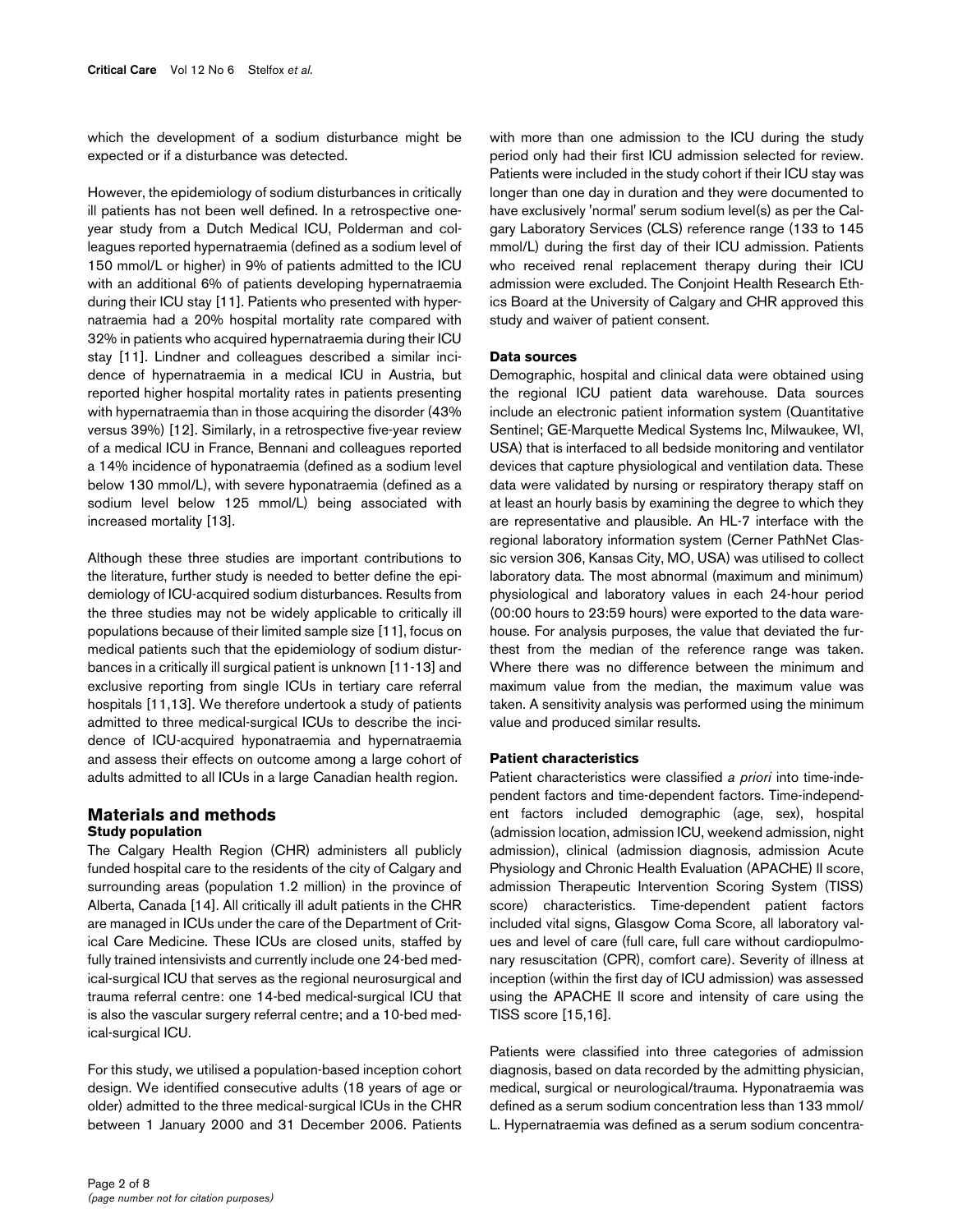which the development of a sodium disturbance might be expected or if a disturbance was detected.

However, the epidemiology of sodium disturbances in critically ill patients has not been well defined. In a retrospective one-year study from a Dutch Medical ICU, Polderman and colleagues reported hypernatraemia (defined as a sodium level of 150 mmol/L or higher) in 9% of patients admitted to the ICU with an additional 6% of patients developing hypernatraemia during their ICU stay [11]. Patients who presented with hypernatraemia had a 20% hospital mortality rate compared with 32% in patients who acquired hypernatraemia during their ICU stay [11]. Lindner and colleagues described a similar incidence of hypernatraemia in a medical ICU in Austria, but reported higher hospital mortality rates in patients presenting with hypernatraemia than in those acquiring the disorder (43% versus 39%) [12]. Similarly, in a retrospective five-year review of a medical ICU in France, Bennani and colleagues reported a 14% incidence of hyponatraemia (defined as a sodium level below 130 mmol/L), with severe hyponatraemia (defined as a sodium level below 125 mmol/L) being associated with increased mortality [13].

Although these three studies are important contributions to the literature, further study is needed to better define the epidemiology of ICU-acquired sodium disturbances. Results from the three studies may not be widely applicable to critically ill populations because of their limited sample size [11], focus on medical patients such that the epidemiology of sodium disturbances in a critically ill surgical patient is unknown [11-13] and exclusive reporting from single ICUs in tertiary care referral hospitals [11,13]. We therefore undertook a study of patients admitted to three medical-surgical ICUs to describe the incidence of ICU-acquired hyponatraemia and hypernatraemia and assess their effects on outcome among a large cohort of adults admitted to all ICUs in a large Canadian health region.

## Materials and methods

### Study population

The Calgary Health Region (CHR) administers all publicly funded hospital care to the residents of the city of Calgary and surrounding areas (population 1.2 million) in the province of Alberta, Canada [14]. All critically ill adult patients in the CHR are managed in ICUs under the care of the Department of Critical Care Medicine. These ICUs are closed units, staffed by fully trained intensivists and currently include one 24-bed medical-surgical ICU that serves as the regional neurosurgical and trauma referral centre: one 14-bed medical-surgical ICU that is also the vascular surgery referral centre; and a 10-bed medical-surgical ICU.

For this study, we utilised a population-based inception cohort design. We identified consecutive adults (18 years of age or older) admitted to the three medical-surgical ICUs in the CHR between 1 January 2000 and 31 December 2006. Patients with more than one admission to the ICU during the study period only had their first ICU admission selected for review. Patients were included in the study cohort if their ICU stay was longer than one day in duration and they were documented to have exclusively 'normal' serum sodium level(s) as per the Calgary Laboratory Services (CLS) reference range (133 to 145 mmol/L) during the first day of their ICU admission. Patients who received renal replacement therapy during their ICU admission were excluded. The Conjoint Health Research Ethics Board at the University of Calgary and CHR approved this study and waiver of patient consent.

### Data sources

Demographic, hospital and clinical data were obtained using the regional ICU patient data warehouse. Data sources include an electronic patient information system (Quantitative Sentinel; GE-Marquette Medical Systems Inc, Milwaukee, WI, USA) that is interfaced to all bedside monitoring and ventilator devices that capture physiological and ventilation data. These data were validated by nursing or respiratory therapy staff on at least an hourly basis by examining the degree to which they are representative and plausible. An HL-7 interface with the regional laboratory information system (Cerner PathNet Classic version 306, Kansas City, MO, USA) was utilised to collect laboratory data. The most abnormal (maximum and minimum) physiological and laboratory values in each 24-hour period (00:00 hours to 23:59 hours) were exported to the data warehouse. For analysis purposes, the value that deviated the furthest from the median of the reference range was taken. Where there was no difference between the minimum and maximum value from the median, the maximum value was taken. A sensitivity analysis was performed using the minimum value and produced similar results.

### Patient characteristics

Patient characteristics were classified *a priori* into time-independent factors and time-dependent factors. Time-independent factors included demographic (age, sex), hospital (admission location, admission ICU, weekend admission, night admission), clinical (admission diagnosis, admission Acute Physiology and Chronic Health Evaluation (APACHE) II score, admission Therapeutic Intervention Scoring System (TISS) score) characteristics. Time-dependent patient factors included vital signs, Glasgow Coma Score, all laboratory values and level of care (full care, full care without cardiopulmonary resuscitation (CPR), comfort care). Severity of illness at inception (within the first day of ICU admission) was assessed using the APACHE II score and intensity of care using the TISS score [15,16].

Patients were classified into three categories of admission diagnosis, based on data recorded by the admitting physician, medical, surgical or neurological/trauma. Hyponatraemia was defined as a serum sodium concentration less than 133 mmol/L. Hypernatraemia was defined as a serum sodium concentra-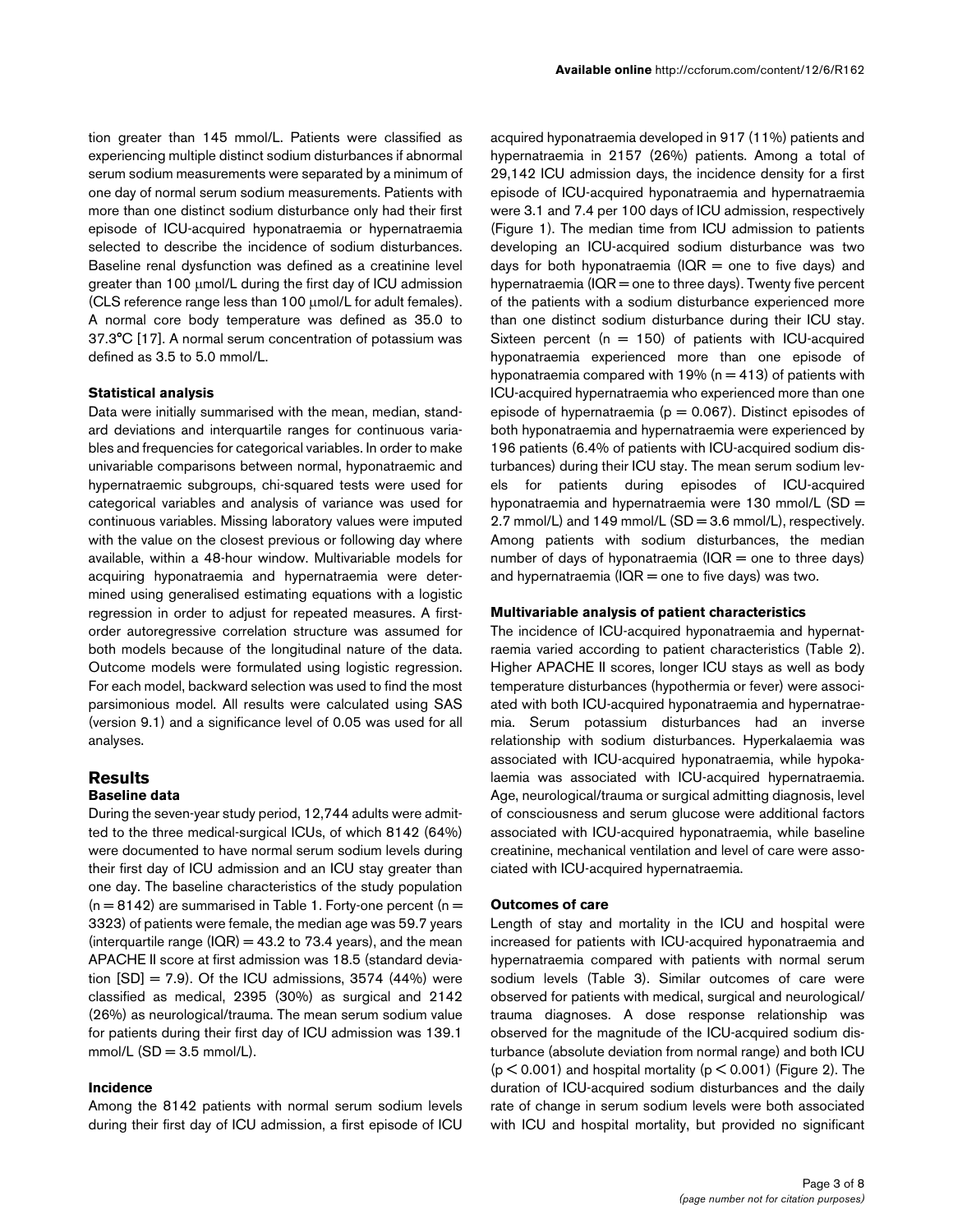tion greater than 145 mmol/L. Patients were classified as experiencing multiple distinct sodium disturbances if abnormal serum sodium measurements were separated by a minimum of one day of normal serum sodium measurements. Patients with more than one distinct sodium disturbance only had their first episode of ICU-acquired hyponatraemia or hypernatraemia selected to describe the incidence of sodium disturbances. Baseline renal dysfunction was defined as a creatinine level greater than 100 μmol/L during the first day of ICU admission (CLS reference range less than 100 μmol/L for adult females). A normal core body temperature was defined as 35.0 to 37.3°C [17]. A normal serum concentration of potassium was defined as 3.5 to 5.0 mmol/L.

#### Statistical analysis

Data were initially summarised with the mean, median, standard deviations and interquartile ranges for continuous variables and frequencies for categorical variables. In order to make univariable comparisons between normal, hyponatraemic and hypernatraemic subgroups, chi-squared tests were used for categorical variables and analysis of variance was used for continuous variables. Missing laboratory values were imputed with the value on the closest previous or following day where available, within a 48-hour window. Multivariable models for acquiring hyponatraemia and hypernatraemia were determined using generalised estimating equations with a logistic regression in order to adjust for repeated measures. A first-order autoregressive correlation structure was assumed for both models because of the longitudinal nature of the data. Outcome models were formulated using logistic regression. For each model, backward selection was used to find the most parsimonious model. All results were calculated using SAS (version 9.1) and a significance level of 0.05 was used for all analyses.

## Results

#### Baseline data

During the seven-year study period, 12,744 adults were admitted to the three medical-surgical ICUs, of which 8142 (64%) were documented to have normal serum sodium levels during their first day of ICU admission and an ICU stay greater than one day. The baseline characteristics of the study population ($n = 8142$) are summarised in Table 1. Forty-one percent ($n = 3323$) of patients were female, the median age was 59.7 years (interquartile range (IQR) = 43.2 to 73.4 years), and the mean APACHE II score at first admission was 18.5 (standard deviation [SD] = 7.9). Of the ICU admissions, 3574 (44%) were classified as medical, 2395 (30%) as surgical and 2142 (26%) as neurological/trauma. The mean serum sodium value for patients during their first day of ICU admission was 139.1 mmol/L (SD = 3.5 mmol/L).

#### Incidence

Among the 8142 patients with normal serum sodium levels during their first day of ICU admission, a first episode of ICU acquired hyponatraemia developed in 917 (11%) patients and hypernatraemia in 2157 (26%) patients. Among a total of 29,142 ICU admission days, the incidence density for a first episode of ICU-acquired hyponatraemia and hypernatraemia were 3.1 and 7.4 per 100 days of ICU admission, respectively (Figure 1). The median time from ICU admission to patients developing an ICU-acquired sodium disturbance was two days for both hyponatraemia (IQR = one to five days) and hypernatraemia (IQR = one to three days). Twenty five percent of the patients with a sodium disturbance experienced more than one distinct sodium disturbance during their ICU stay. Sixteen percent ($n = 150$) of patients with ICU-acquired hyponatraemia experienced more than one episode of hyponatraemia compared with 19% ($n = 413$) of patients with ICU-acquired hypernatraemia who experienced more than one episode of hypernatraemia ($p = 0.067$). Distinct episodes of both hyponatraemia and hypernatraemia were experienced by 196 patients (6.4% of patients with ICU-acquired sodium disturbances) during their ICU stay. The mean serum sodium levels for patients during episodes of ICU-acquired hyponatraemia and hypernatraemia were 130 mmol/L (SD = 2.7 mmol/L) and 149 mmol/L (SD = 3.6 mmol/L), respectively. Among patients with sodium disturbances, the median number of days of hyponatraemia (IQR = one to three days) and hypernatraemia (IQR = one to five days) was two.

#### Multivariable analysis of patient characteristics

The incidence of ICU-acquired hyponatraemia and hypernatraemia varied according to patient characteristics (Table 2). Higher APACHE II scores, longer ICU stays as well as body temperature disturbances (hypothermia or fever) were associated with both ICU-acquired hyponatraemia and hypernatraemia. Serum potassium disturbances had an inverse relationship with sodium disturbances. Hyperkalaemia was associated with ICU-acquired hyponatraemia, while hypokalaemia was associated with ICU-acquired hypernatraemia. Age, neurological/trauma or surgical admitting diagnosis, level of consciousness and serum glucose were additional factors associated with ICU-acquired hyponatraemia, while baseline creatinine, mechanical ventilation and level of care were associated with ICU-acquired hypernatraemia.

#### Outcomes of care

Length of stay and mortality in the ICU and hospital were increased for patients with ICU-acquired hyponatraemia and hypernatraemia compared with patients with normal serum sodium levels (Table 3). Similar outcomes of care were observed for patients with medical, surgical and neurological/trauma diagnoses. A dose response relationship was observed for the magnitude of the ICU-acquired sodium disturbance (absolute deviation from normal range) and both ICU ($p < 0.001$) and hospital mortality ($p < 0.001$) (Figure 2). The duration of ICU-acquired sodium disturbances and the daily rate of change in serum sodium levels were both associated with ICU and hospital mortality, but provided no significant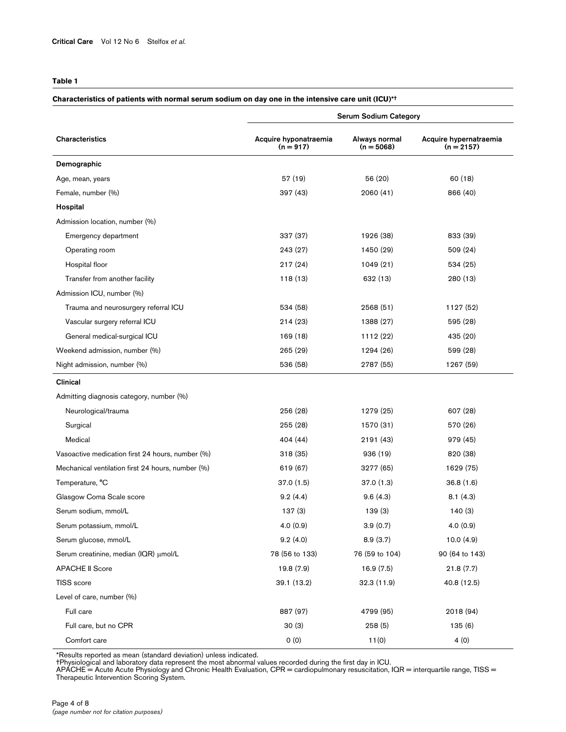**Table 1**

**Characteristics of patients with normal serum sodium on day one in the intensive care unit (ICU)*†**

| Characteristics | Serum Sodium Category | | |
|---|---|---|---|
| | Acquire hyponatraemia (n = 917) | Always normal (n = 5068) | Acquire hypernatraemia (n = 2157) |
| **Demographic** | | | |
| Age, mean, years | 57 (19) | 56 (20) | 60 (18) |
| Female, number (%) | 397 (43) | 2060 (41) | 866 (40) |
| **Hospital** | | | |
| Admission location, number (%) | | | |
| Emergency department | 337 (37) | 1926 (38) | 833 (39) |
| Operating room | 243 (27) | 1450 (29) | 509 (24) |
| Hospital floor | 217 (24) | 1049 (21) | 534 (25) |
| Transfer from another facility | 118 (13) | 632 (13) | 280 (13) |
| Admission ICU, number (%) | | | |
| Trauma and neurosurgery referral ICU | 534 (58) | 2568 (51) | 1127 (52) |
| Vascular surgery referral ICU | 214 (23) | 1388 (27) | 595 (28) |
| General medical-surgical ICU | 169 (18) | 1112 (22) | 435 (20) |
| Weekend admission, number (%) | 265 (29) | 1294 (26) | 599 (28) |
| Night admission, number (%) | 536 (58) | 2787 (55) | 1267 (59) |
| **Clinical** | | | |
| Admitting diagnosis category, number (%) | | | |
| Neurological/trauma | 256 (28) | 1279 (25) | 607 (28) |
| Surgical | 255 (28) | 1570 (31) | 570 (26) |
| Medical | 404 (44) | 2191 (43) | 979 (45) |
| Vasoactive medication first 24 hours, number (%) | 318 (35) | 936 (19) | 820 (38) |
| Mechanical ventilation first 24 hours, number (%) | 619 (67) | 3277 (65) | 1629 (75) |
| Temperature, °C | 37.0 (1.5) | 37.0 (1.3) | 36.8 (1.6) |
| Glasgow Coma Scale score | 9.2 (4.4) | 9.6 (4.3) | 8.1 (4.3) |
| Serum sodium, mmol/L | 137 (3) | 139 (3) | 140 (3) |
| Serum potassium, mmol/L | 4.0 (0.9) | 3.9 (0.7) | 4.0 (0.9) |
| Serum glucose, mmol/L | 9.2 (4.0) | 8.9 (3.7) | 10.0 (4.9) |
| Serum creatinine, median (IQR) μmol/L | 78 (56 to 133) | 76 (59 to 104) | 90 (64 to 143) |
| APACHE II Score | 19.8 (7.9) | 16.9 (7.5) | 21.8 (7.7) |
| TISS score | 39.1 (13.2) | 32.3 (11.9) | 40.8 (12.5) |
| Level of care, number (%) | | | |
| Full care | 887 (97) | 4799 (95) | 2018 (94) |
| Full care, but no CPR | 30 (3) | 258 (5) | 135 (6) |
| Comfort care | 0 (0) | 11(0) | 4 (0) |

*Results reported as mean (standard deviation) unless indicated.
†Physiological and laboratory data represent the most abnormal values recorded during the first day in ICU.
APACHE = Acute Acute Physiology and Chronic Health Evaluation, CPR = cardiopulmonary resuscitation, IQR = interquartile range, TISS = Therapeutic Intervention Scoring System.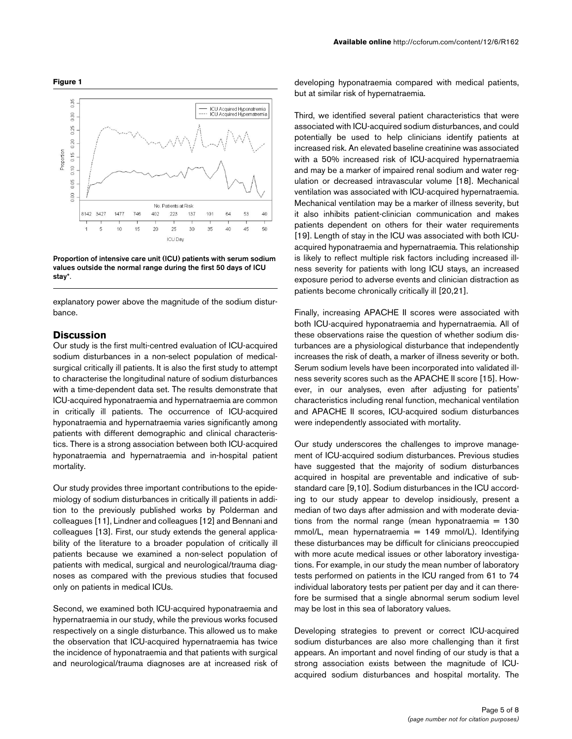**Figure 1**

Proportion of intensive care unit (ICU) patients with serum sodium values outside the normal range during the first 50 days of ICU stay*.

explanatory power above the magnitude of the sodium disturbance.

## Discussion

Our study is the first multi-centred evaluation of ICU-acquired sodium disturbances in a non-select population of medical-surgical critically ill patients. It is also the first study to attempt to characterise the longitudinal nature of sodium disturbances with a time-dependent data set. The results demonstrate that ICU-acquired hyponatraemia and hypernatraemia are common in critically ill patients. The occurrence of ICU-acquired hyponatraemia and hypernatraemia varies significantly among patients with different demographic and clinical characteristics. There is a strong association between both ICU-acquired hyponatraemia and hypernatraemia and in-hospital patient mortality.

Our study provides three important contributions to the epidemiology of sodium disturbances in critically ill patients in addition to the previously published works by Polderman and colleagues [11], Lindner and colleagues [12] and Bennani and colleagues [13]. First, our study extends the general applicability of the literature to a broader population of critically ill patients because we examined a non-select population of patients with medical, surgical and neurological/trauma diagnoses as compared with the previous studies that focused only on patients in medical ICUs.

Second, we examined both ICU-acquired hyponatraemia and hypernatraemia in our study, while the previous works focused respectively on a single disturbance. This allowed us to make the observation that ICU-acquired hypernatraemia has twice the incidence of hyponatraemia and that patients with surgical and neurological/trauma diagnoses are at increased risk of developing hyponatraemia compared with medical patients, but at similar risk of hypernatraemia.

Third, we identified several patient characteristics that were associated with ICU-acquired sodium disturbances, and could potentially be used to help clinicians identify patients at increased risk. An elevated baseline creatinine was associated with a 50% increased risk of ICU-acquired hypernatraemia and may be a marker of impaired renal sodium and water regulation or decreased intravascular volume [18]. Mechanical ventilation was associated with ICU-acquired hypernatraemia. Mechanical ventilation may be a marker of illness severity, but it also inhibits patient-clinician communication and makes patients dependent on others for their water requirements [19]. Length of stay in the ICU was associated with both ICU-acquired hyponatraemia and hypernatraemia. This relationship is likely to reflect multiple risk factors including increased illness severity for patients with long ICU stays, an increased exposure period to adverse events and clinician distraction as patients become chronically critically ill [20,21].

Finally, increasing APACHE II scores were associated with both ICU-acquired hyponatraemia and hypernatraemia. All of these observations raise the question of whether sodium disturbances are a physiological disturbance that independently increases the risk of death, a marker of illness severity or both. Serum sodium levels have been incorporated into validated illness severity scores such as the APACHE II score [15]. However, in our analyses, even after adjusting for patients' characteristics including renal function, mechanical ventilation and APACHE II scores, ICU-acquired sodium disturbances were independently associated with mortality.

Our study underscores the challenges to improve management of ICU-acquired sodium disturbances. Previous studies have suggested that the majority of sodium disturbances acquired in hospital are preventable and indicative of substandard care [9,10]. Sodium disturbances in the ICU according to our study appear to develop insidiously, present a median of two days after admission and with moderate deviations from the normal range (mean hyponatraemia = 130 mmol/L, mean hypernatraemia = 149 mmol/L). Identifying these disturbances may be difficult for clinicians preoccupied with more acute medical issues or other laboratory investigations. For example, in our study the mean number of laboratory tests performed on patients in the ICU ranged from 61 to 74 individual laboratory tests per patient per day and it can therefore be surmised that a single abnormal serum sodium level may be lost in this sea of laboratory values.

Developing strategies to prevent or correct ICU-acquired sodium disturbances are also more challenging than it first appears. An important and novel finding of our study is that a strong association exists between the magnitude of ICU-acquired sodium disturbances and hospital mortality. The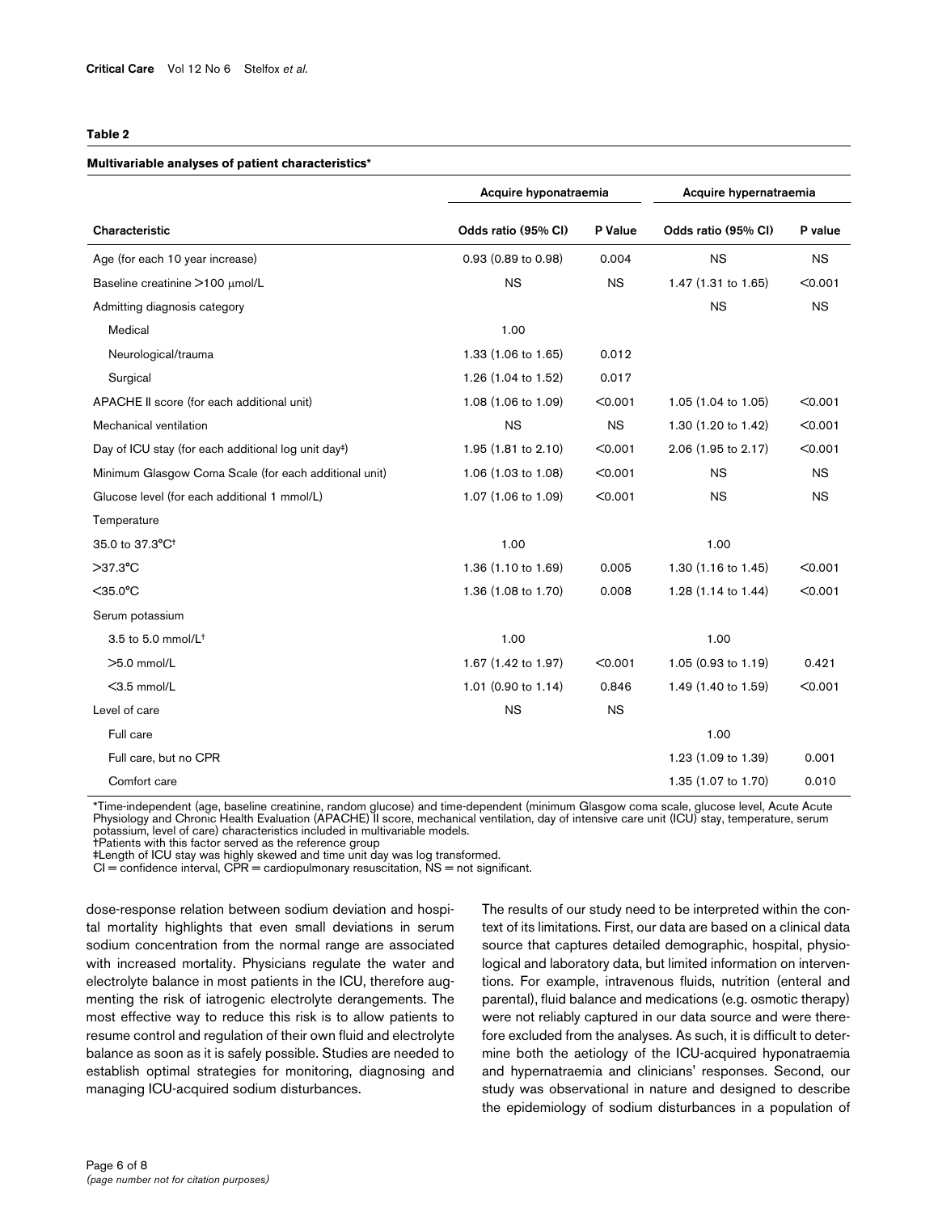**Table 2**

**Multivariable analyses of patient characteristics***

| | Acquire hyponatraemia | | Acquire hypernatraemia | |
|---|---|---|---|---|
| Characteristic | Odds ratio (95% CI) | P Value | Odds ratio (95% CI) | P value |
| Age (for each 10 year increase) | 0.93 (0.89 to 0.98) | 0.004 | NS | NS |
| Baseline creatinine >100 μmol/L | NS | NS | 1.47 (1.31 to 1.65) | <0.001 |
| Admitting diagnosis category | | | NS | NS |
| Medical | 1.00 | | | |
| Neurological/trauma | 1.33 (1.06 to 1.65) | 0.012 | | |
| Surgical | 1.26 (1.04 to 1.52) | 0.017 | | |
| APACHE II score (for each additional unit) | 1.08 (1.06 to 1.09) | <0.001 | 1.05 (1.04 to 1.05) | <0.001 |
| Mechanical ventilation | NS | NS | 1.30 (1.20 to 1.42) | <0.001 |
| Day of ICU stay (for each additional log unit day‡) | 1.95 (1.81 to 2.10) | <0.001 | 2.06 (1.95 to 2.17) | <0.001 |
| Minimum Glasgow Coma Scale (for each additional unit) | 1.06 (1.03 to 1.08) | <0.001 | NS | NS |
| Glucose level (for each additional 1 mmol/L) | 1.07 (1.06 to 1.09) | <0.001 | NS | NS |
| Temperature | | | | |
| 35.0 to 37.3°C† | 1.00 | | 1.00 | |
| >37.3°C | 1.36 (1.10 to 1.69) | 0.005 | 1.30 (1.16 to 1.45) | <0.001 |
| <35.0°C | 1.36 (1.08 to 1.70) | 0.008 | 1.28 (1.14 to 1.44) | <0.001 |
| Serum potassium | | | | |
| 3.5 to 5.0 mmol/L† | 1.00 | | 1.00 | |
| >5.0 mmol/L | 1.67 (1.42 to 1.97) | <0.001 | 1.05 (0.93 to 1.19) | 0.421 |
| <3.5 mmol/L | 1.01 (0.90 to 1.14) | 0.846 | 1.49 (1.40 to 1.59) | <0.001 |
| Level of care | NS | NS | | |
| Full care | | | 1.00 | |
| Full care, but no CPR | | | 1.23 (1.09 to 1.39) | 0.001 |
| Comfort care | | | 1.35 (1.07 to 1.70) | 0.010 |

*Time-independent (age, baseline creatinine, random glucose) and time-dependent (minimum Glasgow coma scale, glucose level, Acute Acute Physiology and Chronic Health Evaluation (APACHE) II score, mechanical ventilation, day of intensive care unit (ICU) stay, temperature, serum potassium, level of care) characteristics included in multivariable models.
†Patients with this factor served as the reference group
‡Length of ICU stay was highly skewed and time unit day was log transformed.
CI = confidence interval, CPR = cardiopulmonary resuscitation, NS = not significant.

dose-response relation between sodium deviation and hospital mortality highlights that even small deviations in serum sodium concentration from the normal range are associated with increased mortality. Physicians regulate the water and electrolyte balance in most patients in the ICU, therefore augmenting the risk of iatrogenic electrolyte derangements. The most effective way to reduce this risk is to allow patients to resume control and regulation of their own fluid and electrolyte balance as soon as it is safely possible. Studies are needed to establish optimal strategies for monitoring, diagnosing and managing ICU-acquired sodium disturbances.

The results of our study need to be interpreted within the context of its limitations. First, our data are based on a clinical data source that captures detailed demographic, hospital, physiological and laboratory data, but limited information on interventions. For example, intravenous fluids, nutrition (enteral and parental), fluid balance and medications (e.g. osmotic therapy) were not reliably captured in our data source and were therefore excluded from the analyses. As such, it is difficult to determine both the aetiology of the ICU-acquired hyponatraemia and hypernatraemia and clinicians' responses. Second, our study was observational in nature and designed to describe the epidemiology of sodium disturbances in a population of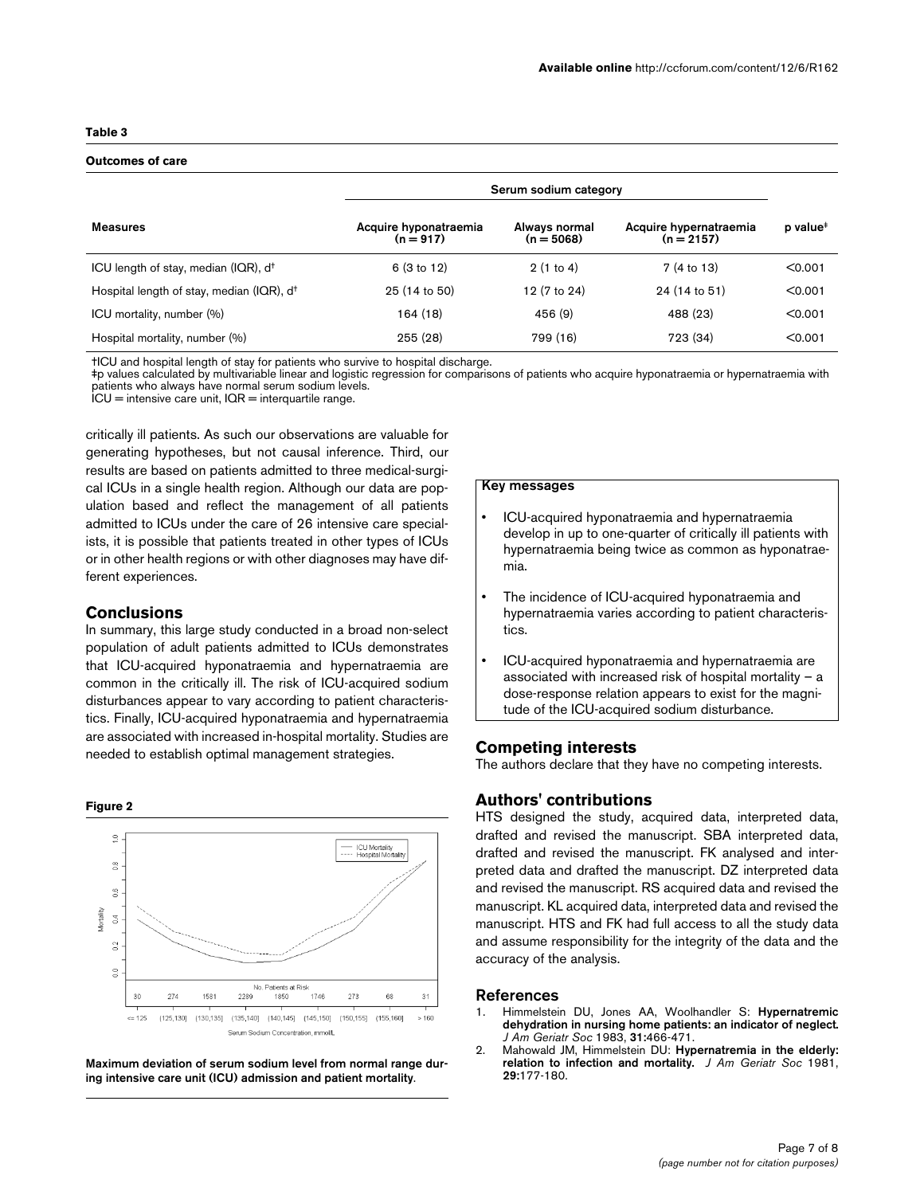**Table 3**

**Outcomes of care**

| Measures | Serum sodium category | | | p value‡ |
|---|---|---|---|---|
| | Acquire hyponatraemia (n = 917) | Always normal (n = 5068) | Acquire hypernatraemia (n = 2157) | |
| ICU length of stay, median (IQR), d† | 6 (3 to 12) | 2 (1 to 4) | 7 (4 to 13) | <0.001 |
| Hospital length of stay, median (IQR), d† | 25 (14 to 50) | 12 (7 to 24) | 24 (14 to 51) | <0.001 |
| ICU mortality, number (%) | 164 (18) | 456 (9) | 488 (23) | <0.001 |
| Hospital mortality, number (%) | 255 (28) | 799 (16) | 723 (34) | <0.001 |

†ICU and hospital length of stay for patients who survive to hospital discharge.
‡p values calculated by multivariable linear and logistic regression for comparisons of patients who acquire hyponatraemia or hypernatraemia with patients who always have normal serum sodium levels.
ICU = intensive care unit, IQR = interquartile range.

critically ill patients. As such our observations are valuable for generating hypotheses, but not causal inference. Third, our results are based on patients admitted to three medical-surgical ICUs in a single health region. Although our data are population based and reflect the management of all patients admitted to ICUs under the care of 26 intensive care specialists, it is possible that patients treated in other types of ICUs or in other health regions or with other diagnoses may have different experiences.

## Conclusions

In summary, this large study conducted in a broad non-select population of adult patients admitted to ICUs demonstrates that ICU-acquired hyponatraemia and hypernatraemia are common in the critically ill. The risk of ICU-acquired sodium disturbances appear to vary according to patient characteristics. Finally, ICU-acquired hyponatraemia and hypernatraemia are associated with increased in-hospital mortality. Studies are needed to establish optimal management strategies.

**Figure 2**

**Maximum deviation of serum sodium level from normal range during intensive care unit (ICU) admission and patient mortality.**

**Key messages**

- ICU-acquired hyponatraemia and hypernatraemia develop in up to one-quarter of critically ill patients with hypernatraemia being twice as common as hyponatraemia.
- The incidence of ICU-acquired hyponatraemia and hypernatraemia varies according to patient characteristics.
- ICU-acquired hyponatraemia and hypernatraemia are associated with increased risk of hospital mortality – a dose-response relation appears to exist for the magnitude of the ICU-acquired sodium disturbance.

## Competing interests

The authors declare that they have no competing interests.

## Authors' contributions

HTS designed the study, acquired data, interpreted data, drafted and revised the manuscript. SBA interpreted data, drafted and revised the manuscript. FK analysed and interpreted data and drafted the manuscript. DZ interpreted data and revised the manuscript. RS acquired data and revised the manuscript. KL acquired data, interpreted data and revised the manuscript. HTS and FK had full access to all the study data and assume responsibility for the integrity of the data and the accuracy of the analysis.

## References

1. Himmelstein DU, Jones AA, Woolhandler S: **Hypernatremic dehydration in nursing home patients: an indicator of neglect.** *J Am Geriatr Soc* 1983, **31:**466-471.
2. Mahowald JM, Himmelstein DU: **Hypernatremia in the elderly: relation to infection and mortality.** *J Am Geriatr Soc* 1981, **29:**177-180.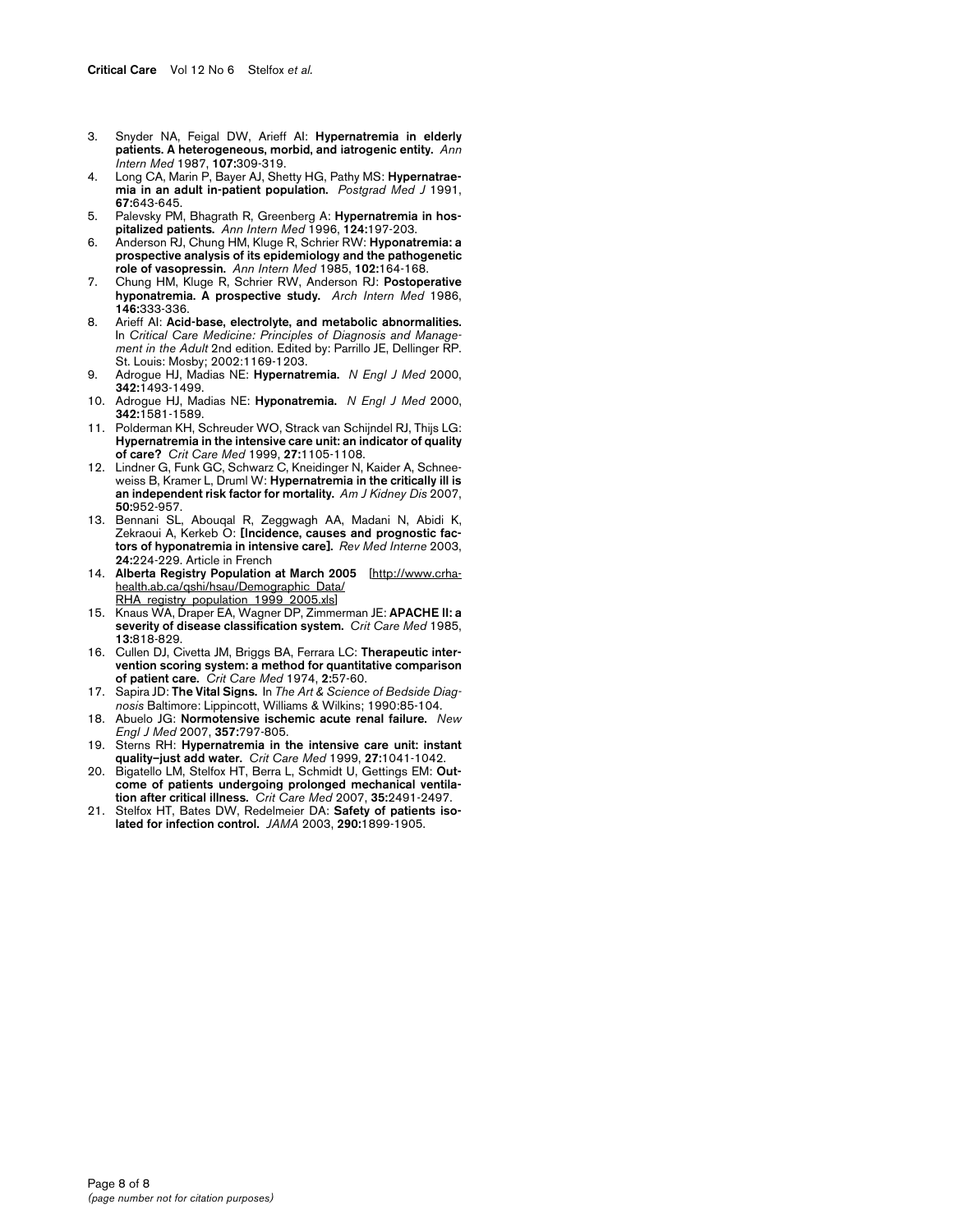3. Snyder NA, Feigal DW, Arieff AI: **Hypernatremia in elderly patients. A heterogeneous, morbid, and iatrogenic entity.** *Ann Intern Med* 1987, **107:**309-319.
4. Long CA, Marin P, Bayer AJ, Shetty HG, Pathy MS: **Hypernatraemia in an adult in-patient population.** *Postgrad Med J* 1991, **67:**643-645.
5. Palevsky PM, Bhagrath R, Greenberg A: **Hypernatremia in hospitalized patients.** *Ann Intern Med* 1996, **124:**197-203.
6. Anderson RJ, Chung HM, Kluge R, Schrier RW: **Hyponatremia: a prospective analysis of its epidemiology and the pathogenetic role of vasopressin.** *Ann Intern Med* 1985, **102:**164-168.
7. Chung HM, Kluge R, Schrier RW, Anderson RJ: **Postoperative hyponatremia. A prospective study.** *Arch Intern Med* 1986, **146:**333-336.
8. Arieff AI: **Acid-base, electrolyte, and metabolic abnormalities.** In *Critical Care Medicine: Principles of Diagnosis and Management in the Adult* 2nd edition. Edited by: Parrillo JE, Dellinger RP. St. Louis: Mosby; 2002:1169-1203.
9. Adrogue HJ, Madias NE: **Hypernatremia.** *N Engl J Med* 2000, **342:**1493-1499.
10. Adrogue HJ, Madias NE: **Hyponatremia.** *N Engl J Med* 2000, **342:**1581-1589.
11. Polderman KH, Schreuder WO, Strack van Schijndel RJ, Thijs LG: **Hypernatremia in the intensive care unit: an indicator of quality of care?** *Crit Care Med* 1999, **27:**1105-1108.
12. Lindner G, Funk GC, Schwarz C, Kneidinger N, Kaider A, Schneeweiss B, Kramer L, Druml W: **Hypernatremia in the critically ill is an independent risk factor for mortality.** *Am J Kidney Dis* 2007, **50:**952-957.
13. Bennani SL, Abouqal R, Zeggwagh AA, Madani N, Abidi K, Zekraoui A, Kerkeb O: **[Incidence, causes and prognostic factors of hyponatremia in intensive care].** *Rev Med Interne* 2003, **24:**224-229. Article in French
14. **Alberta Registry Population at March 2005** [http://www.crhahealth.ab.ca/qshi/hsau/Demographic_Data/RHA_registry_population_1999_2005.xls]
15. Knaus WA, Draper EA, Wagner DP, Zimmerman JE: **APACHE II: a severity of disease classification system.** *Crit Care Med* 1985, **13:**818-829.
16. Cullen DJ, Civetta JM, Briggs BA, Ferrara LC: **Therapeutic intervention scoring system: a method for quantitative comparison of patient care.** *Crit Care Med* 1974, **2:**57-60.
17. Sapira JD: **The Vital Signs.** In *The Art & Science of Bedside Diagnosis* Baltimore: Lippincott, Williams & Wilkins; 1990:85-104.
18. Abuelo JG: **Normotensive ischemic acute renal failure.** *New Engl J Med* 2007, **357:**797-805.
19. Sterns RH: **Hypernatremia in the intensive care unit: instant quality–just add water.** *Crit Care Med* 1999, **27:**1041-1042.
20. Bigatello LM, Stelfox HT, Berra L, Schmidt U, Gettings EM: **Outcome of patients undergoing prolonged mechanical ventilation after critical illness.** *Crit Care Med* 2007, **35:**2491-2497.
21. Stelfox HT, Bates DW, Redelmeier DA: **Safety of patients isolated for infection control.** *JAMA* 2003, **290:**1899-1905.